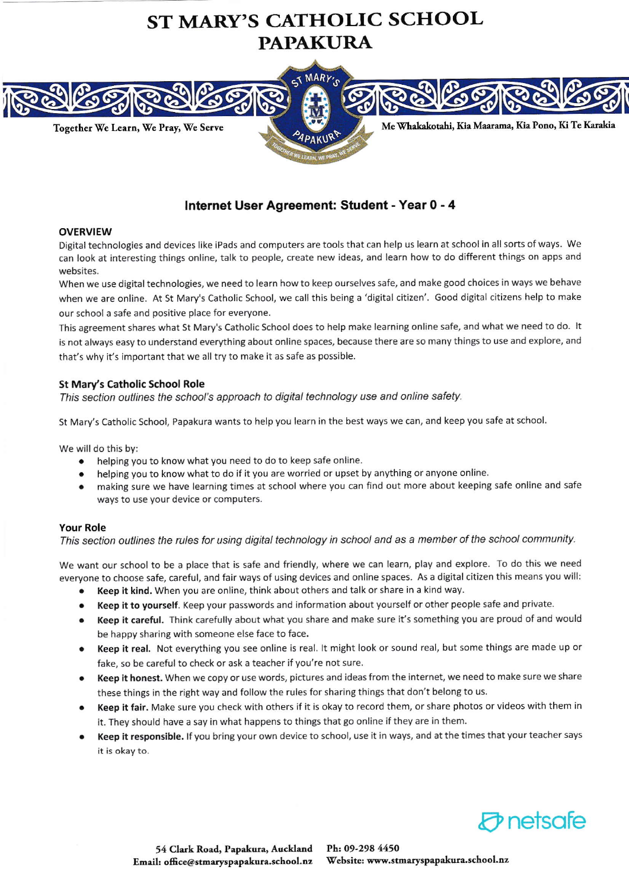# ST MARY'S CATHOLIC SCHOOL PAPAKURA

Together We Learn, We Pray, We Serve

Me Whakakotahi, Kia Maarama, Kia Pono, Ki Te Karakia

## Internet User Agreement: Student - Year 0 - 4

### OVERVIEW

Digital technologies and devices like iPads and computers are tools that can help us learn at school in all sorts of ways. We can look at interesting things online, talk to people, create new ideas, and learn how to do different things on apps and websites.

When we use digital technologies, we need to learn how to keep ourselves safe, and make good choices in ways we behave when we are online. At St Mary's Catholic School, we call this being a 'digital citizen'. Good digital citizens help to make our school a safe and positive place for everyone.

This agreement shares what St Mary's Catholic School does to help make learning online safe, and what we need to do. It is not always easy to understand everything about online spaces, because there are so many things to use and explore, and that's why it's important that we all try to make it as safe as possible.

### St Mary's Catholic School Role

*This section outlines the school's approach to digital technology use and online safety.*

St Mary's Catholic School, Papakura wants to help you learn in the best ways we can, and keep you safe at school.

We will do this by:

- helping you to know what you need to do to keep safe online.
- helping you to know what to do if it you are worried or upset by anything or anyone online.
- making sure we have learning times at school where you can find out more about keeping safe online and safe ways to use your device or computers.

### Your Role

*This section outlines the rules for using digital technology in school and as a member of the school community.*

We want our school to be a place that is safe and friendly, where we can learn, play and explore. To do this we need everyone to choose safe, careful, and fair ways of using devices and online spaces. As a digital citizen this means you will:

- **Keep it kind.** When you are online, think about others and talk or share in a kind way.
- **Keep it to yourself**. Keep your passwords and information about yourself or other people safe and private.
- **Keep it careful.** Think carefully about what you share and make sure it's something you are proud of and would be happy sharing with someone else face to face.
- **Keep it real.** Not everything you see online is real. It might look or sound real, but some things are made up or fake, so be careful to check or ask a teacher if you're not sure.
- **Keep it honest.** When we copy or use words, pictures and ideas from the internet, we need to make sure we share these things in the right way and follow the rules for sharing things that don't belong to us.
- **Keep it fair.** Make sure you check with others if it is okay to record them, or share photos or videos with them in it. They should have a say in what happens to things that go online if they are in them.
- **Keep it responsible.** If you bring your own device to school, use it in ways, and at the times that your teacher says it is okay to.

netsafe

54 Clark Road, Papakura, Auckland Ph: 09-298 4450
Email: office@stmaryspapakura.school.nz Website: www.stmaryspapakura.school.nz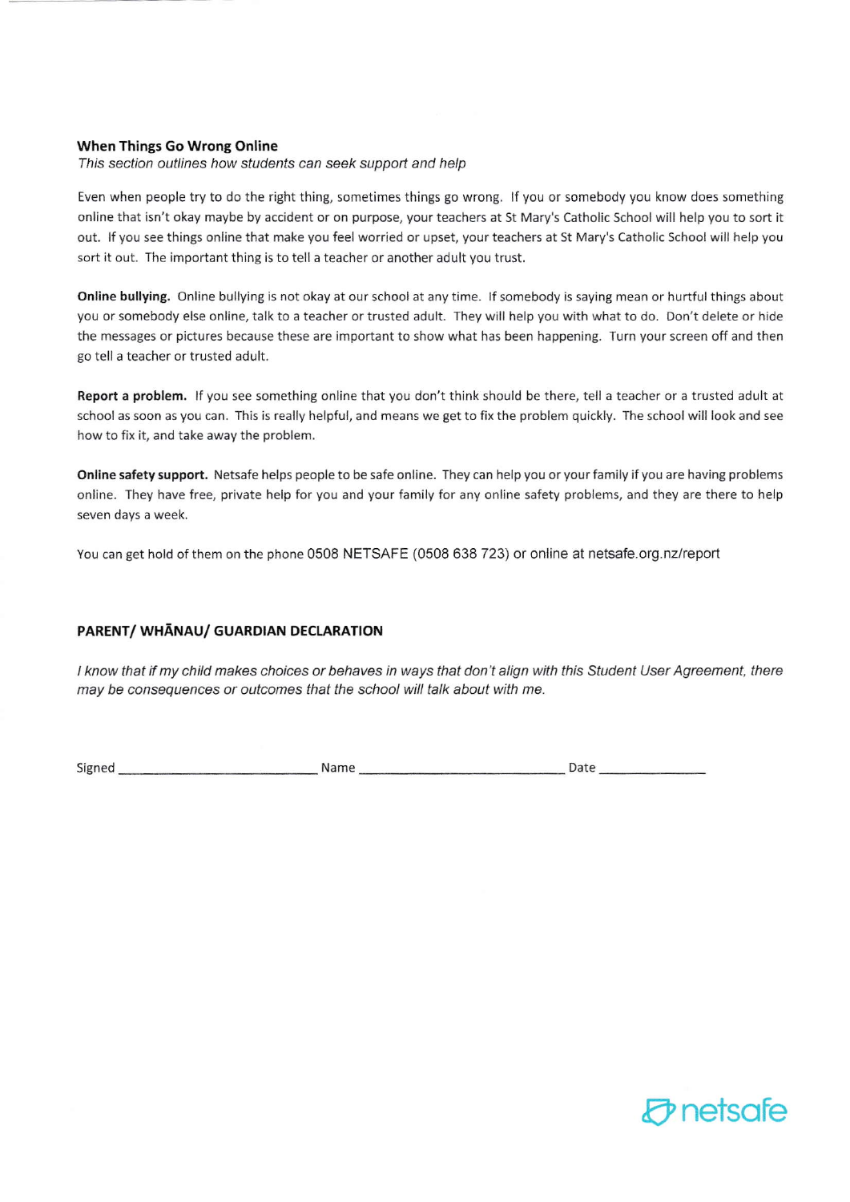**When Things Go Wrong Online**

*This section outlines how students can seek support and help*

Even when people try to do the right thing, sometimes things go wrong. If you or somebody you know does something online that isn't okay maybe by accident or on purpose, your teachers at St Mary's Catholic School will help you to sort it out. If you see things online that make you feel worried or upset, your teachers at St Mary's Catholic School will help you sort it out. The important thing is to tell a teacher or another adult you trust.

**Online bullying.** Online bullying is not okay at our school at any time. If somebody is saying mean or hurtful things about you or somebody else online, talk to a teacher or trusted adult. They will help you with what to do. Don't delete or hide the messages or pictures because these are important to show what has been happening. Turn your screen off and then go tell a teacher or trusted adult.

**Report a problem.** If you see something online that you don't think should be there, tell a teacher or a trusted adult at school as soon as you can. This is really helpful, and means we get to fix the problem quickly. The school will look and see how to fix it, and take away the problem.

**Online safety support.** Netsafe helps people to be safe online. They can help you or your family if you are having problems online. They have free, private help for you and your family for any online safety problems, and they are there to help seven days a week.

You can get hold of them on the phone 0508 NETSAFE (0508 638 723) or online at netsafe.org.nz/report

**PARENT/ WHĀNAU/ GUARDIAN DECLARATION**

*I know that if my child makes choices or behaves in ways that don't align with this Student User Agreement, there may be consequences or outcomes that the school will talk about with me.*

Signed ____________________ Name ____________________ Date ____________

netsafe